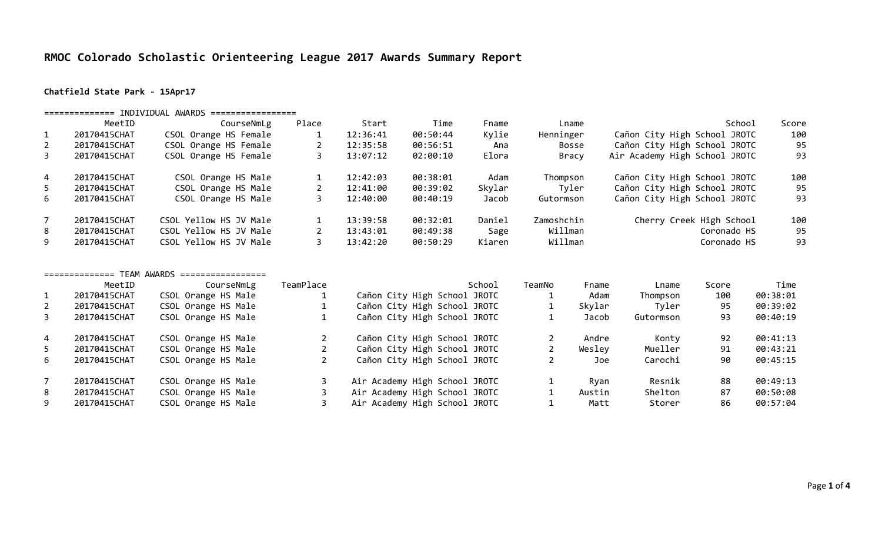# RMOC Colorado Scholastic Orienteering League 2017 Awards Summary Report

**Chatfield State Park - 15Apr17**

============== INDIVIDUAL AWARDS =================

| | MeetID | CourseNmLg | Place | Start | Time | Fname | Lname | School | Score |
|---|---|---|---|---|---|---|---|---|---|
| 1 | 20170415CHAT | CSOL Orange HS Female | 1 | 12:36:41 | 00:50:44 | Kylie | Henninger | Cañon City High School JROTC | 100 |
| 2 | 20170415CHAT | CSOL Orange HS Female | 2 | 12:35:58 | 00:56:51 | Ana | Bosse | Cañon City High School JROTC | 95 |
| 3 | 20170415CHAT | CSOL Orange HS Female | 3 | 13:07:12 | 02:00:10 | Elora | Bracy | Air Academy High School JROTC | 93 |
| 4 | 20170415CHAT | CSOL Orange HS Male | 1 | 12:42:03 | 00:38:01 | Adam | Thompson | Cañon City High School JROTC | 100 |
| 5 | 20170415CHAT | CSOL Orange HS Male | 2 | 12:41:00 | 00:39:02 | Skylar | Tyler | Cañon City High School JROTC | 95 |
| 6 | 20170415CHAT | CSOL Orange HS Male | 3 | 12:40:00 | 00:40:19 | Jacob | Gutormson | Cañon City High School JROTC | 93 |
| 7 | 20170415CHAT | CSOL Yellow HS JV Male | 1 | 13:39:58 | 00:32:01 | Daniel | Zamoshchin | Cherry Creek High School | 100 |
| 8 | 20170415CHAT | CSOL Yellow HS JV Male | 2 | 13:43:01 | 00:49:38 | Sage | Willman | Coronado HS | 95 |
| 9 | 20170415CHAT | CSOL Yellow HS JV Male | 3 | 13:42:20 | 00:50:29 | Kiaren | Willman | Coronado HS | 93 |

============== TEAM AWARDS =================

| | MeetID | CourseNmLg | TeamPlace | School | TeamNo | Fname | Lname | Score | Time |
|---|---|---|---|---|---|---|---|---|---|
| 1 | 20170415CHAT | CSOL Orange HS Male | 1 | Cañon City High School JROTC | 1 | Adam | Thompson | 100 | 00:38:01 |
| 2 | 20170415CHAT | CSOL Orange HS Male | 1 | Cañon City High School JROTC | 1 | Skylar | Tyler | 95 | 00:39:02 |
| 3 | 20170415CHAT | CSOL Orange HS Male | 1 | Cañon City High School JROTC | 1 | Jacob | Gutormson | 93 | 00:40:19 |
| 4 | 20170415CHAT | CSOL Orange HS Male | 2 | Cañon City High School JROTC | 2 | Andre | Konty | 92 | 00:41:13 |
| 5 | 20170415CHAT | CSOL Orange HS Male | 2 | Cañon City High School JROTC | 2 | Wesley | Mueller | 91 | 00:43:21 |
| 6 | 20170415CHAT | CSOL Orange HS Male | 2 | Cañon City High School JROTC | 2 | Joe | Carochi | 90 | 00:45:15 |
| 7 | 20170415CHAT | CSOL Orange HS Male | 3 | Air Academy High School JROTC | 1 | Ryan | Resnik | 88 | 00:49:13 |
| 8 | 20170415CHAT | CSOL Orange HS Male | 3 | Air Academy High School JROTC | 1 | Austin | Shelton | 87 | 00:50:08 |
| 9 | 20170415CHAT | CSOL Orange HS Male | 3 | Air Academy High School JROTC | 1 | Matt | Storer | 86 | 00:57:04 |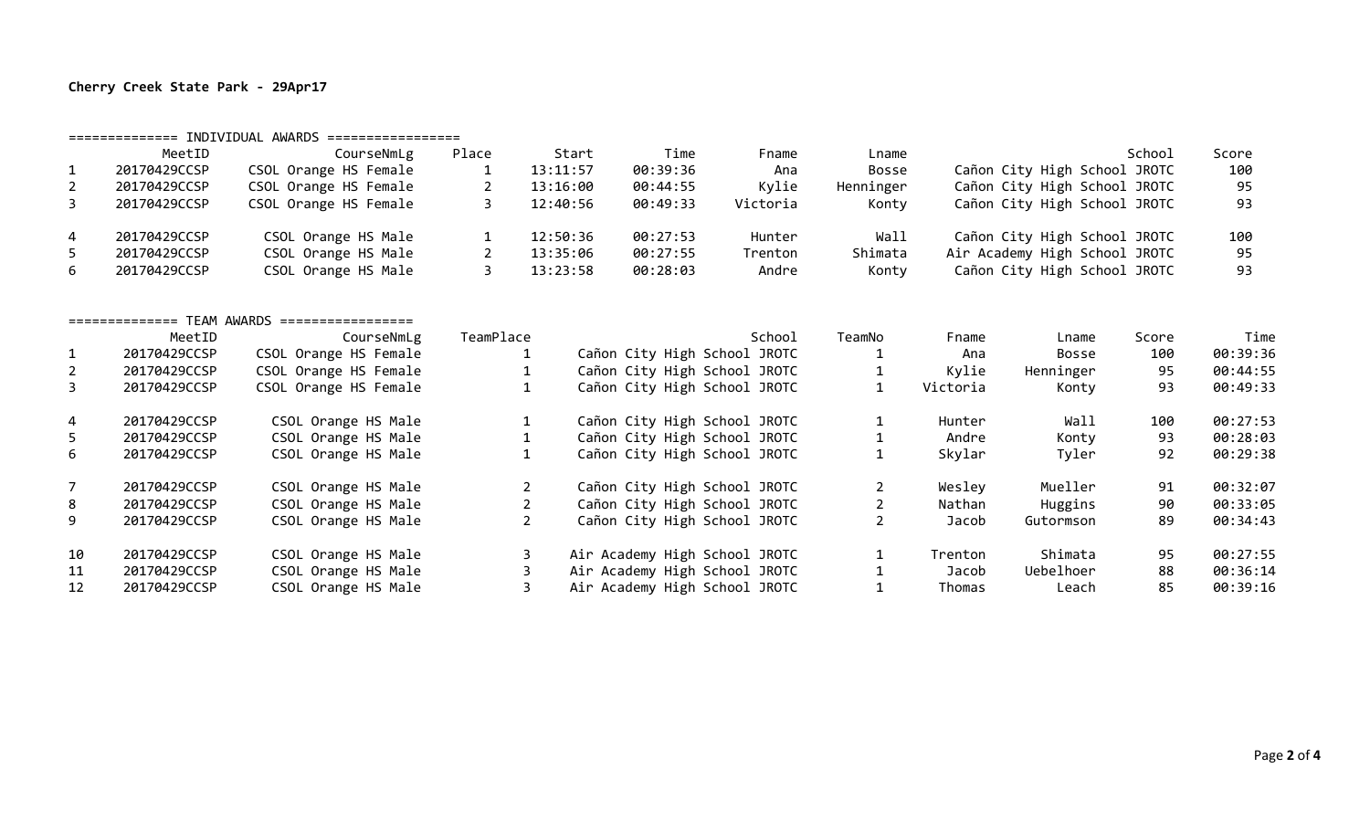**Cherry Creek State Park - 29Apr17**

============== INDIVIDUAL AWARDS =================

| | MeetID | CourseNmLg | Place | Start | Time | Fname | Lname | School | Score |
|---|---|---|---|---|---|---|---|---|---|
| 1 | 20170429CCSP | CSOL Orange HS Female | 1 | 13:11:57 | 00:39:36 | Ana | Bosse | Cañon City High School JROTC | 100 |
| 2 | 20170429CCSP | CSOL Orange HS Female | 2 | 13:16:00 | 00:44:55 | Kylie | Henninger | Cañon City High School JROTC | 95 |
| 3 | 20170429CCSP | CSOL Orange HS Female | 3 | 12:40:56 | 00:49:33 | Victoria | Konty | Cañon City High School JROTC | 93 |
| 4 | 20170429CCSP | CSOL Orange HS Male | 1 | 12:50:36 | 00:27:53 | Hunter | Wall | Cañon City High School JROTC | 100 |
| 5 | 20170429CCSP | CSOL Orange HS Male | 2 | 13:35:06 | 00:27:55 | Trenton | Shimata | Air Academy High School JROTC | 95 |
| 6 | 20170429CCSP | CSOL Orange HS Male | 3 | 13:23:58 | 00:28:03 | Andre | Konty | Cañon City High School JROTC | 93 |

============== TEAM AWARDS =================

| | MeetID | CourseNmLg | TeamPlace | School | TeamNo | Fname | Lname | Score | Time |
|---|---|---|---|---|---|---|---|---|---|
| 1 | 20170429CCSP | CSOL Orange HS Female | 1 | Cañon City High School JROTC | 1 | Ana | Bosse | 100 | 00:39:36 |
| 2 | 20170429CCSP | CSOL Orange HS Female | 1 | Cañon City High School JROTC | 1 | Kylie | Henninger | 95 | 00:44:55 |
| 3 | 20170429CCSP | CSOL Orange HS Female | 1 | Cañon City High School JROTC | 1 | Victoria | Konty | 93 | 00:49:33 |
| 4 | 20170429CCSP | CSOL Orange HS Male | 1 | Cañon City High School JROTC | 1 | Hunter | Wall | 100 | 00:27:53 |
| 5 | 20170429CCSP | CSOL Orange HS Male | 1 | Cañon City High School JROTC | 1 | Andre | Konty | 93 | 00:28:03 |
| 6 | 20170429CCSP | CSOL Orange HS Male | 1 | Cañon City High School JROTC | 1 | Skylar | Tyler | 92 | 00:29:38 |
| 7 | 20170429CCSP | CSOL Orange HS Male | 2 | Cañon City High School JROTC | 2 | Wesley | Mueller | 91 | 00:32:07 |
| 8 | 20170429CCSP | CSOL Orange HS Male | 2 | Cañon City High School JROTC | 2 | Nathan | Huggins | 90 | 00:33:05 |
| 9 | 20170429CCSP | CSOL Orange HS Male | 2 | Cañon City High School JROTC | 2 | Jacob | Gutormson | 89 | 00:34:43 |
| 10 | 20170429CCSP | CSOL Orange HS Male | 3 | Air Academy High School JROTC | 1 | Trenton | Shimata | 95 | 00:27:55 |
| 11 | 20170429CCSP | CSOL Orange HS Male | 3 | Air Academy High School JROTC | 1 | Jacob | Uebelhoer | 88 | 00:36:14 |
| 12 | 20170429CCSP | CSOL Orange HS Male | 3 | Air Academy High School JROTC | 1 | Thomas | Leach | 85 | 00:39:16 |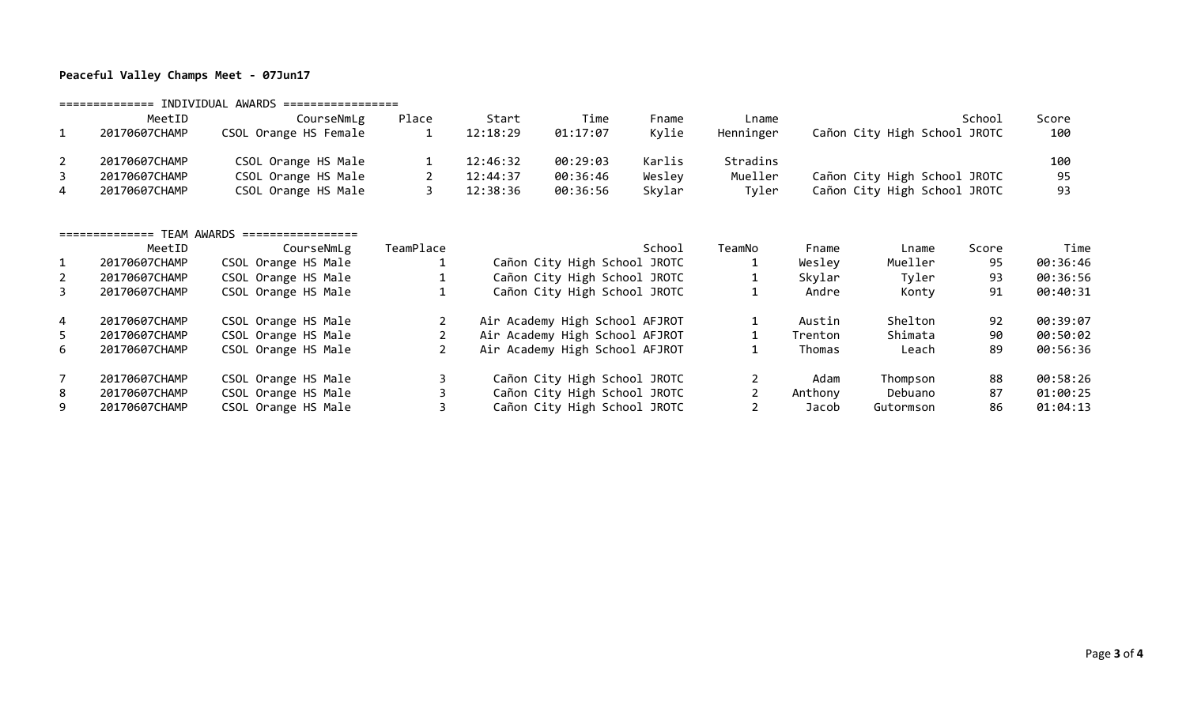**Peaceful Valley Champs Meet - 07Jun17**

============== INDIVIDUAL AWARDS =================

| | MeetID | CourseNmLg | Place | Start | Time | Fname | Lname | School | Score |
|---|---|---|---|---|---|---|---|---|---|
| 1 | 20170607CHAMP | CSOL Orange HS Female | 1 | 12:18:29 | 01:17:07 | Kylie | Henninger | Cañon City High School JROTC | 100 |
| 2 | 20170607CHAMP | CSOL Orange HS Male | 1 | 12:46:32 | 00:29:03 | Karlis | Stradins | | 100 |
| 3 | 20170607CHAMP | CSOL Orange HS Male | 2 | 12:44:37 | 00:36:46 | Wesley | Mueller | Cañon City High School JROTC | 95 |
| 4 | 20170607CHAMP | CSOL Orange HS Male | 3 | 12:38:36 | 00:36:56 | Skylar | Tyler | Cañon City High School JROTC | 93 |

============== TEAM AWARDS =================

| | MeetID | CourseNmLg | TeamPlace | School | TeamNo | Fname | Lname | Score | Time |
|---|---|---|---|---|---|---|---|---|---|
| 1 | 20170607CHAMP | CSOL Orange HS Male | 1 | Cañon City High School JROTC | 1 | Wesley | Mueller | 95 | 00:36:46 |
| 2 | 20170607CHAMP | CSOL Orange HS Male | 1 | Cañon City High School JROTC | 1 | Skylar | Tyler | 93 | 00:36:56 |
| 3 | 20170607CHAMP | CSOL Orange HS Male | 1 | Cañon City High School JROTC | 1 | Andre | Konty | 91 | 00:40:31 |
| 4 | 20170607CHAMP | CSOL Orange HS Male | 2 | Air Academy High School AFJROT | 1 | Austin | Shelton | 92 | 00:39:07 |
| 5 | 20170607CHAMP | CSOL Orange HS Male | 2 | Air Academy High School AFJROT | 1 | Trenton | Shimata | 90 | 00:50:02 |
| 6 | 20170607CHAMP | CSOL Orange HS Male | 2 | Air Academy High School AFJROT | 1 | Thomas | Leach | 89 | 00:56:36 |
| 7 | 20170607CHAMP | CSOL Orange HS Male | 3 | Cañon City High School JROTC | 2 | Adam | Thompson | 88 | 00:58:26 |
| 8 | 20170607CHAMP | CSOL Orange HS Male | 3 | Cañon City High School JROTC | 2 | Anthony | Debuano | 87 | 01:00:25 |
| 9 | 20170607CHAMP | CSOL Orange HS Male | 3 | Cañon City High School JROTC | 2 | Jacob | Gutormson | 86 | 01:04:13 |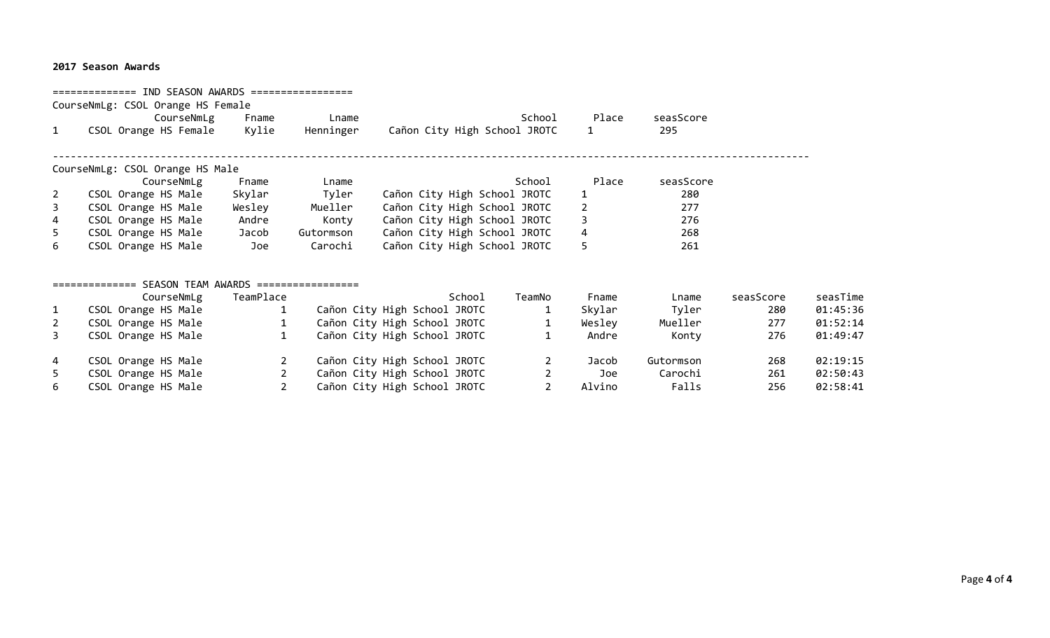**2017 Season Awards**

============== IND SEASON AWARDS =================

CourseNmLg: CSOL Orange HS Female

| | CourseNmLg | Fname | Lname | School | Place | seasScore |
|---|---|---|---|---|---|---|
| 1 | CSOL Orange HS Female | Kylie | Henninger | Cañon City High School JROTC | 1 | 295 |

---

CourseNmLg: CSOL Orange HS Male

| | CourseNmLg | Fname | Lname | School | Place | seasScore |
|---|---|---|---|---|---|---|
| 2 | CSOL Orange HS Male | Skylar | Tyler | Cañon City High School JROTC | 1 | 280 |
| 3 | CSOL Orange HS Male | Wesley | Mueller | Cañon City High School JROTC | 2 | 277 |
| 4 | CSOL Orange HS Male | Andre | Konty | Cañon City High School JROTC | 3 | 276 |
| 5 | CSOL Orange HS Male | Jacob | Gutormson | Cañon City High School JROTC | 4 | 268 |
| 6 | CSOL Orange HS Male | Joe | Carochi | Cañon City High School JROTC | 5 | 261 |

============== SEASON TEAM AWARDS =================

| | CourseNmLg | TeamPlace | School | TeamNo | Fname | Lname | seasScore | seasTime |
|---|---|---|---|---|---|---|---|---|
| 1 | CSOL Orange HS Male | 1 | Cañon City High School JROTC | 1 | Skylar | Tyler | 280 | 01:45:36 |
| 2 | CSOL Orange HS Male | 1 | Cañon City High School JROTC | 1 | Wesley | Mueller | 277 | 01:52:14 |
| 3 | CSOL Orange HS Male | 1 | Cañon City High School JROTC | 1 | Andre | Konty | 276 | 01:49:47 |
| 4 | CSOL Orange HS Male | 2 | Cañon City High School JROTC | 2 | Jacob | Gutormson | 268 | 02:19:15 |
| 5 | CSOL Orange HS Male | 2 | Cañon City High School JROTC | 2 | Joe | Carochi | 261 | 02:50:43 |
| 6 | CSOL Orange HS Male | 2 | Cañon City High School JROTC | 2 | Alvino | Falls | 256 | 02:58:41 |